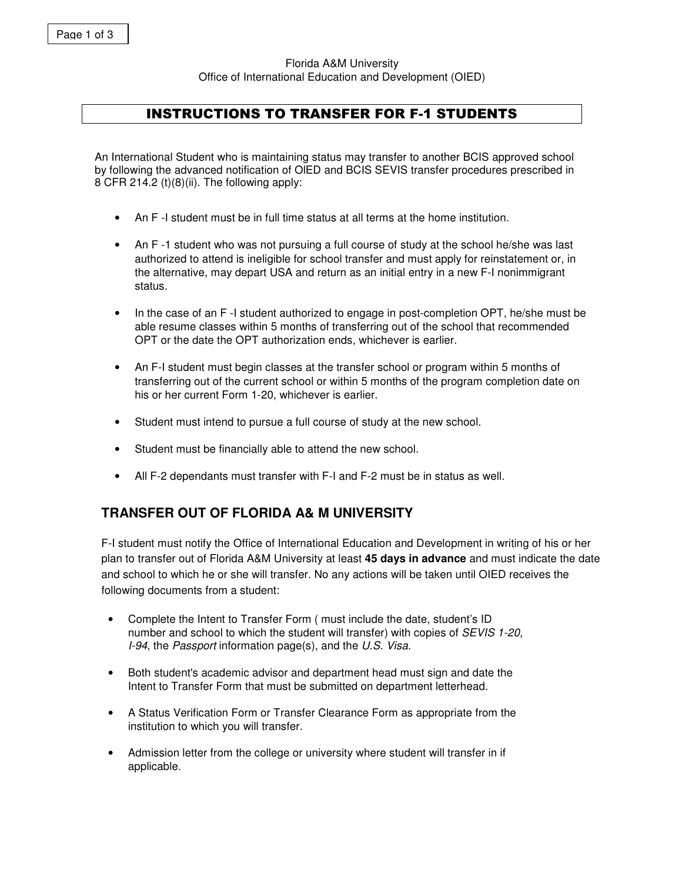Florida A&M University
Office of International Education and Development (OIED)

# INSTRUCTIONS TO TRANSFER FOR F-1 STUDENTS

An International Student who is maintaining status may transfer to another BCIS approved school by following the advanced notification of OIED and BCIS SEVIS transfer procedures prescribed in 8 CFR 214.2 (t)(8)(ii). The following apply:

- An F -I student must be in full time status at all terms at the home institution.
- An F -1 student who was not pursuing a full course of study at the school he/she was last authorized to attend is ineligible for school transfer and must apply for reinstatement or, in the alternative, may depart USA and return as an initial entry in a new F-I nonimmigrant status.
- In the case of an F -I student authorized to engage in post-completion OPT, he/she must be able resume classes within 5 months of transferring out of the school that recommended OPT or the date the OPT authorization ends, whichever is earlier.
- An F-I student must begin classes at the transfer school or program within 5 months of transferring out of the current school or within 5 months of the program completion date on his or her current Form 1-20, whichever is earlier.
- Student must intend to pursue a full course of study at the new school.
- Student must be financially able to attend the new school.
- All F-2 dependants must transfer with F-I and F-2 must be in status as well.

## TRANSFER OUT OF FLORIDA A& M UNIVERSITY

F-I student must notify the Office of International Education and Development in writing of his or her plan to transfer out of Florida A&M University at least **45 days in advance** and must indicate the date and school to which he or she will transfer. No any actions will be taken until OIED receives the following documents from a student:

- Complete the Intent to Transfer Form ( must include the date, student's ID number and school to which the student will transfer) with copies of *SEVIS 1-20, I-94*, the *Passport* information page(s), and the *U.S. Visa.*
- Both student's academic advisor and department head must sign and date the Intent to Transfer Form that must be submitted on department letterhead.
- A Status Verification Form or Transfer Clearance Form as appropriate from the institution to which you will transfer.
- Admission letter from the college or university where student will transfer in if applicable.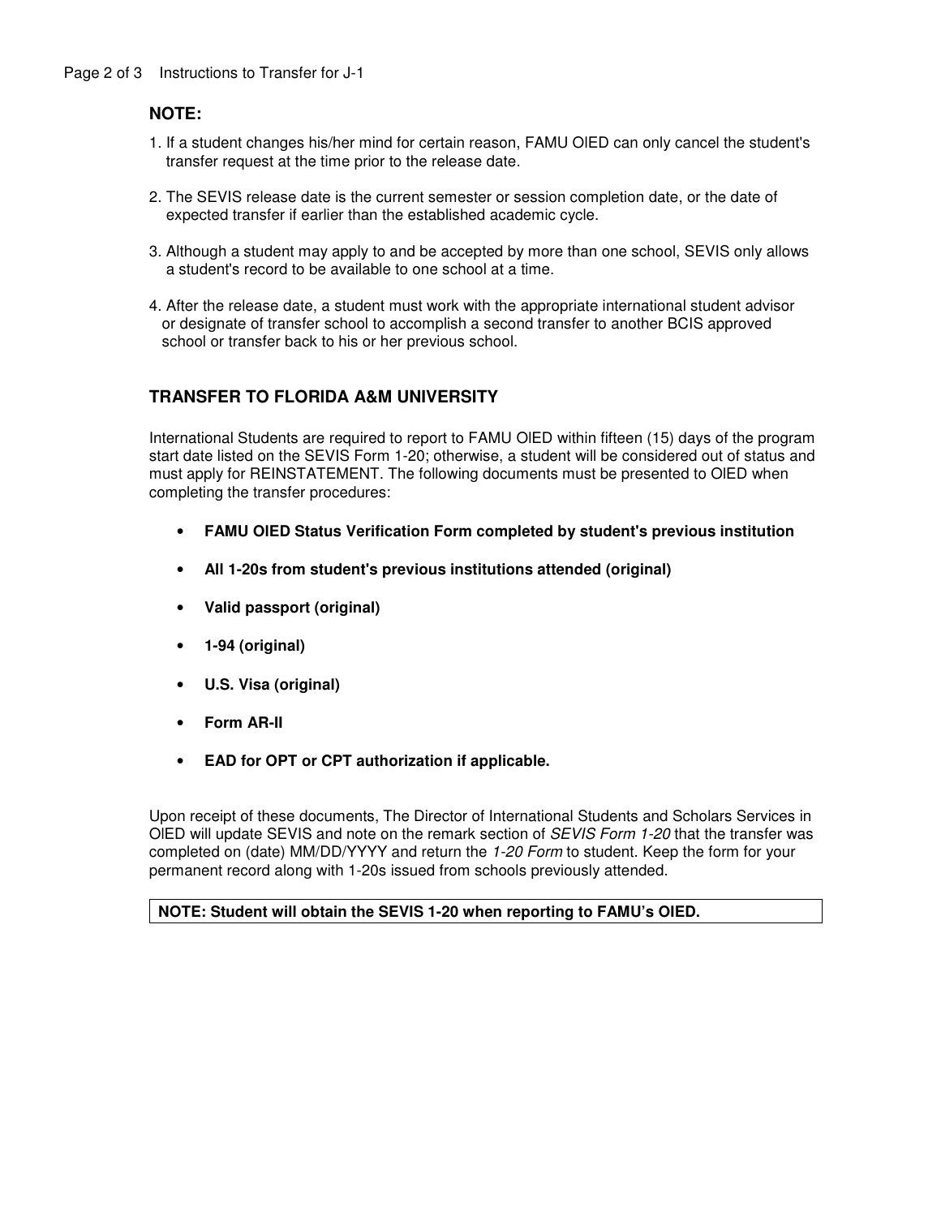**NOTE:**

1. If a student changes his/her mind for certain reason, FAMU OIED can only cancel the student's transfer request at the time prior to the release date.

2. The SEVIS release date is the current semester or session completion date, or the date of expected transfer if earlier than the established academic cycle.

3. Although a student may apply to and be accepted by more than one school, SEVIS only allows a student's record to be available to one school at a time.

4. After the release date, a student must work with the appropriate international student advisor or designate of transfer school to accomplish a second transfer to another BCIS approved school or transfer back to his or her previous school.

## TRANSFER TO FLORIDA A&M UNIVERSITY

International Students are required to report to FAMU OIED within fifteen (15) days of the program start date listed on the SEVIS Form 1-20; otherwise, a student will be considered out of status and must apply for REINSTATEMENT. The following documents must be presented to OIED when completing the transfer procedures:

- **FAMU OIED Status Verification Form completed by student's previous institution**
- **All 1-20s from student's previous institutions attended (original)**
- **Valid passport (original)**
- **1-94 (original)**
- **U.S. Visa (original)**
- **Form AR-II**
- **EAD for OPT or CPT authorization if applicable.**

Upon receipt of these documents, The Director of International Students and Scholars Services in OIED will update SEVIS and note on the remark section of *SEVIS Form 1-20* that the transfer was completed on (date) MM/DD/YYYY and return the *1-20 Form* to student. Keep the form for your permanent record along with 1-20s issued from schools previously attended.

**NOTE: Student will obtain the SEVIS 1-20 when reporting to FAMU's OIED.**